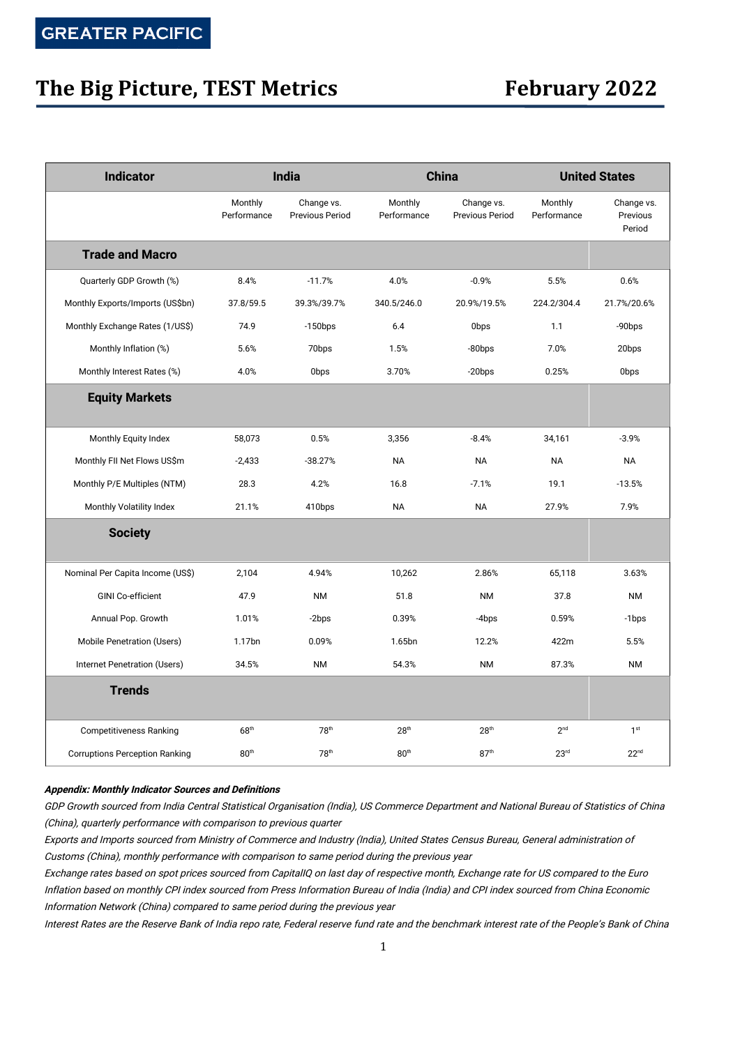GREATER PACIFIC

# The Big Picture, TEST Metrics

# February 2022

| Indicator | India | | China | | United States | |
|---|---|---|---|---|---|---|
| | Monthly Performance | Change vs. Previous Period | Monthly Performance | Change vs. Previous Period | Monthly Performance | Change vs. Previous Period |
| **Trade and Macro** | | | | | | |
| Quarterly GDP Growth (%) | 8.4% | -11.7% | 4.0% | -0.9% | 5.5% | 0.6% |
| Monthly Exports/Imports (US$bn) | 37.8/59.5 | 39.3%/39.7% | 340.5/246.0 | 20.9%/19.5% | 224.2/304.4 | 21.7%/20.6% |
| Monthly Exchange Rates (1/US$) | 74.9 | -150bps | 6.4 | 0bps | 1.1 | -90bps |
| Monthly Inflation (%) | 5.6% | 70bps | 1.5% | -80bps | 7.0% | 20bps |
| Monthly Interest Rates (%) | 4.0% | 0bps | 3.70% | -20bps | 0.25% | 0bps |
| **Equity Markets** | | | | | | |
| Monthly Equity Index | 58,073 | 0.5% | 3,356 | -8.4% | 34,161 | -3.9% |
| Monthly FII Net Flows US$m | -2,433 | -38.27% | NA | NA | NA | NA |
| Monthly P/E Multiples (NTM) | 28.3 | 4.2% | 16.8 | -7.1% | 19.1 | -13.5% |
| Monthly Volatility Index | 21.1% | 410bps | NA | NA | 27.9% | 7.9% |
| **Society** | | | | | | |
| Nominal Per Capita Income (US$) | 2,104 | 4.94% | 10,262 | 2.86% | 65,118 | 3.63% |
| GINI Co-efficient | 47.9 | NM | 51.8 | NM | 37.8 | NM |
| Annual Pop. Growth | 1.01% | -2bps | 0.39% | -4bps | 0.59% | -1bps |
| Mobile Penetration (Users) | 1.17bn | 0.09% | 1.65bn | 12.2% | 422m | 5.5% |
| Internet Penetration (Users) | 34.5% | NM | 54.3% | NM | 87.3% | NM |
| **Trends** | | | | | | |
| Competitiveness Ranking | 68th | 78th | 28th | 28th | 2nd | 1st |
| Corruptions Perception Ranking | 80th | 78th | 80th | 87th | 23rd | 22nd |

***Appendix: Monthly Indicator Sources and Definitions***

*GDP Growth sourced from India Central Statistical Organisation (India), US Commerce Department and National Bureau of Statistics of China (China), quarterly performance with comparison to previous quarter*

*Exports and Imports sourced from Ministry of Commerce and Industry (India), United States Census Bureau, General administration of Customs (China), monthly performance with comparison to same period during the previous year*

*Exchange rates based on spot prices sourced from CapitalIQ on last day of respective month, Exchange rate for US compared to the Euro*

*Inflation based on monthly CPI index sourced from Press Information Bureau of India (India) and CPI index sourced from China Economic Information Network (China) compared to same period during the previous year*

*Interest Rates are the Reserve Bank of India repo rate, Federal reserve fund rate and the benchmark interest rate of the People's Bank of China*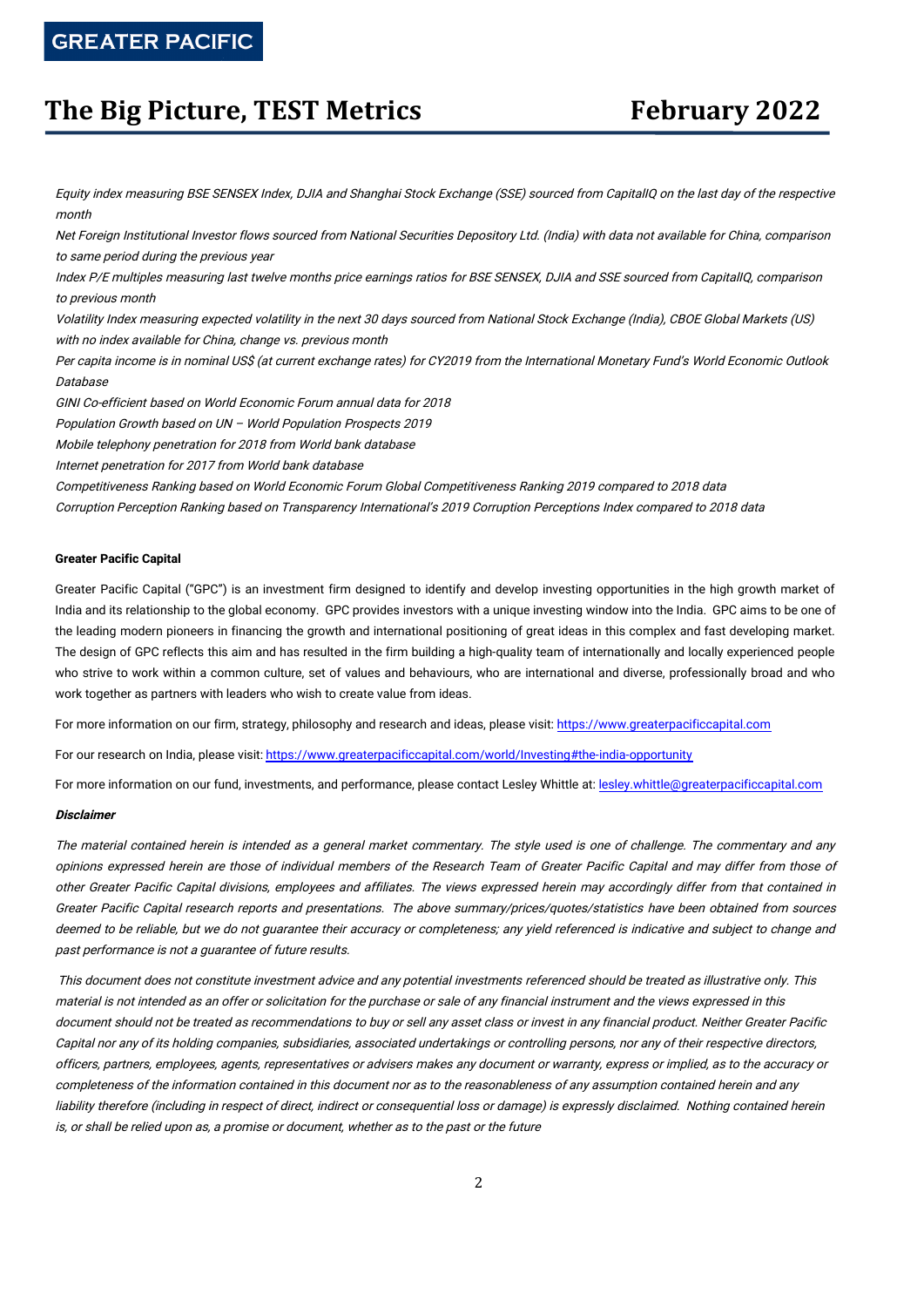*Equity index measuring BSE SENSEX Index, DJIA and Shanghai Stock Exchange (SSE) sourced from CapitalIQ on the last day of the respective month*

*Net Foreign Institutional Investor flows sourced from National Securities Depository Ltd. (India) with data not available for China, comparison to same period during the previous year*

*Index P/E multiples measuring last twelve months price earnings ratios for BSE SENSEX, DJIA and SSE sourced from CapitalIQ, comparison to previous month*

*Volatility Index measuring expected volatility in the next 30 days sourced from National Stock Exchange (India), CBOE Global Markets (US) with no index available for China, change vs. previous month*

*Per capita income is in nominal US$ (at current exchange rates) for CY2019 from the International Monetary Fund's World Economic Outlook Database*

*GINI Co-efficient based on World Economic Forum annual data for 2018*

*Population Growth based on UN – World Population Prospects 2019*

*Mobile telephony penetration for 2018 from World bank database*

*Internet penetration for 2017 from World bank database*

*Competitiveness Ranking based on World Economic Forum Global Competitiveness Ranking 2019 compared to 2018 data*

*Corruption Perception Ranking based on Transparency International's 2019 Corruption Perceptions Index compared to 2018 data*

**Greater Pacific Capital**

Greater Pacific Capital ("GPC") is an investment firm designed to identify and develop investing opportunities in the high growth market of India and its relationship to the global economy. GPC provides investors with a unique investing window into the India. GPC aims to be one of the leading modern pioneers in financing the growth and international positioning of great ideas in this complex and fast developing market. The design of GPC reflects this aim and has resulted in the firm building a high-quality team of internationally and locally experienced people who strive to work within a common culture, set of values and behaviours, who are international and diverse, professionally broad and who work together as partners with leaders who wish to create value from ideas.

For more information on our firm, strategy, philosophy and research and ideas, please visit: https://www.greaterpacificcapital.com

For our research on India, please visit: https://www.greaterpacificcapital.com/world/Investing#the-india-opportunity

For more information on our fund, investments, and performance, please contact Lesley Whittle at: lesley.whittle@greaterpacificcapital.com

***Disclaimer***

*The material contained herein is intended as a general market commentary. The style used is one of challenge. The commentary and any opinions expressed herein are those of individual members of the Research Team of Greater Pacific Capital and may differ from those of other Greater Pacific Capital divisions, employees and affiliates. The views expressed herein may accordingly differ from that contained in Greater Pacific Capital research reports and presentations. The above summary/prices/quotes/statistics have been obtained from sources deemed to be reliable, but we do not guarantee their accuracy or completeness; any yield referenced is indicative and subject to change and past performance is not a guarantee of future results.*

*This document does not constitute investment advice and any potential investments referenced should be treated as illustrative only. This material is not intended as an offer or solicitation for the purchase or sale of any financial instrument and the views expressed in this document should not be treated as recommendations to buy or sell any asset class or invest in any financial product. Neither Greater Pacific Capital nor any of its holding companies, subsidiaries, associated undertakings or controlling persons, nor any of their respective directors, officers, partners, employees, agents, representatives or advisers makes any document or warranty, express or implied, as to the accuracy or completeness of the information contained in this document nor as to the reasonableness of any assumption contained herein and any liability therefore (including in respect of direct, indirect or consequential loss or damage) is expressly disclaimed. Nothing contained herein is, or shall be relied upon as, a promise or document, whether as to the past or the future*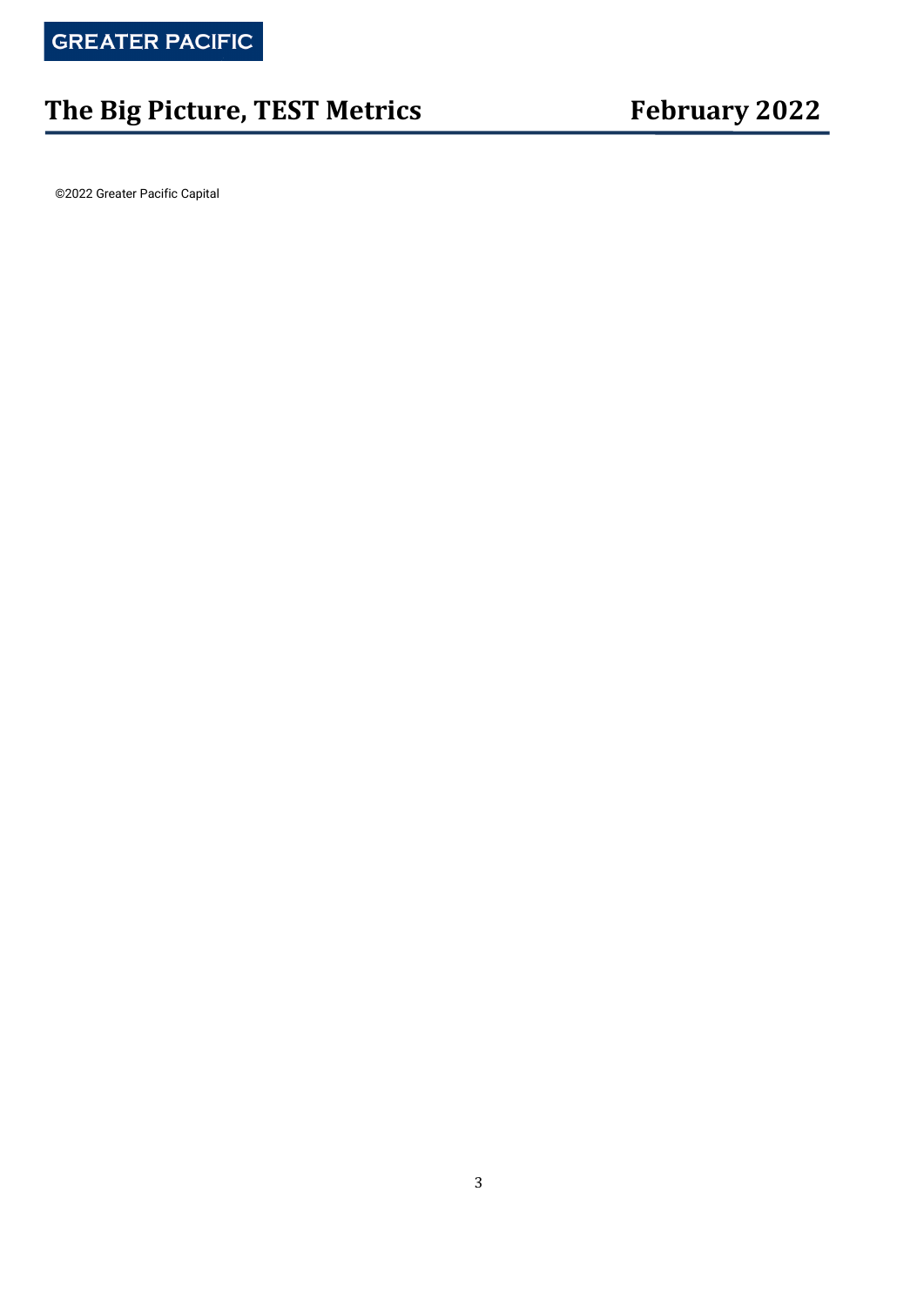©2022 Greater Pacific Capital